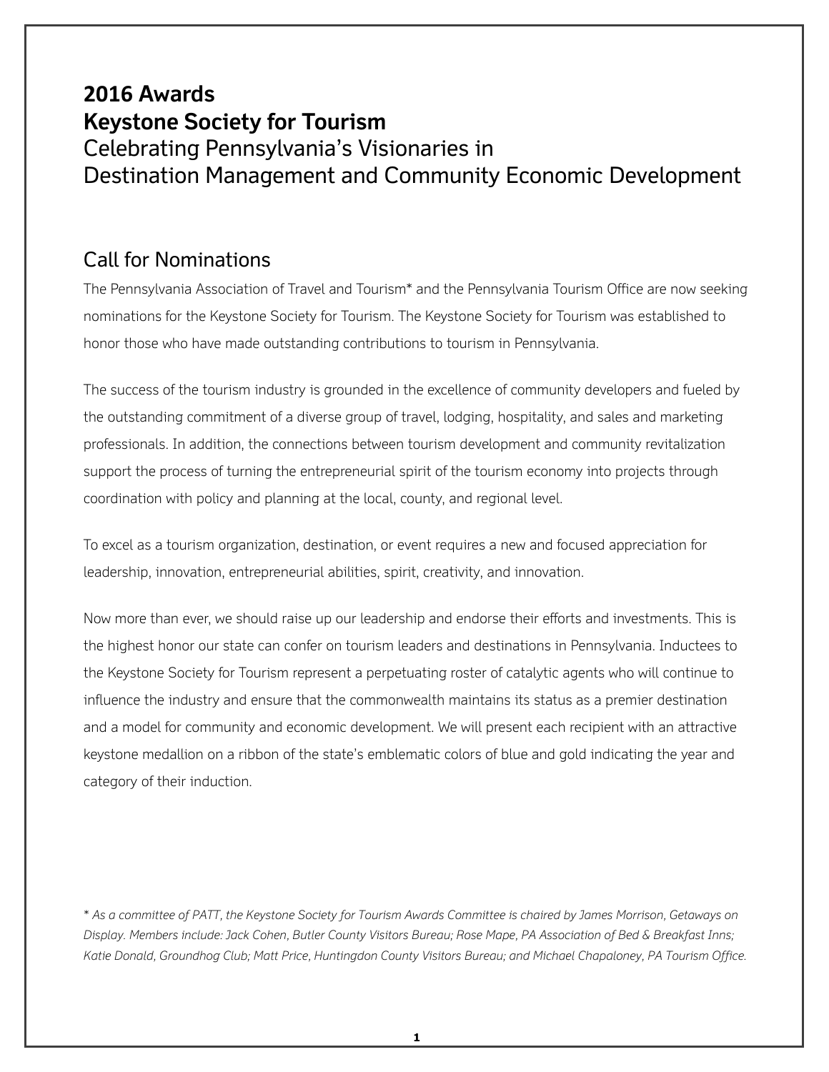# 2016 Awards
# Keystone Society for Tourism

## Celebrating Pennsylvania's Visionaries in Destination Management and Community Economic Development

## Call for Nominations

The Pennsylvania Association of Travel and Tourism* and the Pennsylvania Tourism Office are now seeking nominations for the Keystone Society for Tourism. The Keystone Society for Tourism was established to honor those who have made outstanding contributions to tourism in Pennsylvania.

The success of the tourism industry is grounded in the excellence of community developers and fueled by the outstanding commitment of a diverse group of travel, lodging, hospitality, and sales and marketing professionals. In addition, the connections between tourism development and community revitalization support the process of turning the entrepreneurial spirit of the tourism economy into projects through coordination with policy and planning at the local, county, and regional level.

To excel as a tourism organization, destination, or event requires a new and focused appreciation for leadership, innovation, entrepreneurial abilities, spirit, creativity, and innovation.

Now more than ever, we should raise up our leadership and endorse their efforts and investments. This is the highest honor our state can confer on tourism leaders and destinations in Pennsylvania. Inductees to the Keystone Society for Tourism represent a perpetuating roster of catalytic agents who will continue to influence the industry and ensure that the commonwealth maintains its status as a premier destination and a model for community and economic development. We will present each recipient with an attractive keystone medallion on a ribbon of the state's emblematic colors of blue and gold indicating the year and category of their induction.

*\* As a committee of PATT, the Keystone Society for Tourism Awards Committee is chaired by James Morrison, Getaways on Display. Members include: Jack Cohen, Butler County Visitors Bureau; Rose Mape, PA Association of Bed & Breakfast Inns; Katie Donald, Groundhog Club; Matt Price, Huntingdon County Visitors Bureau; and Michael Chapaloney, PA Tourism Office.*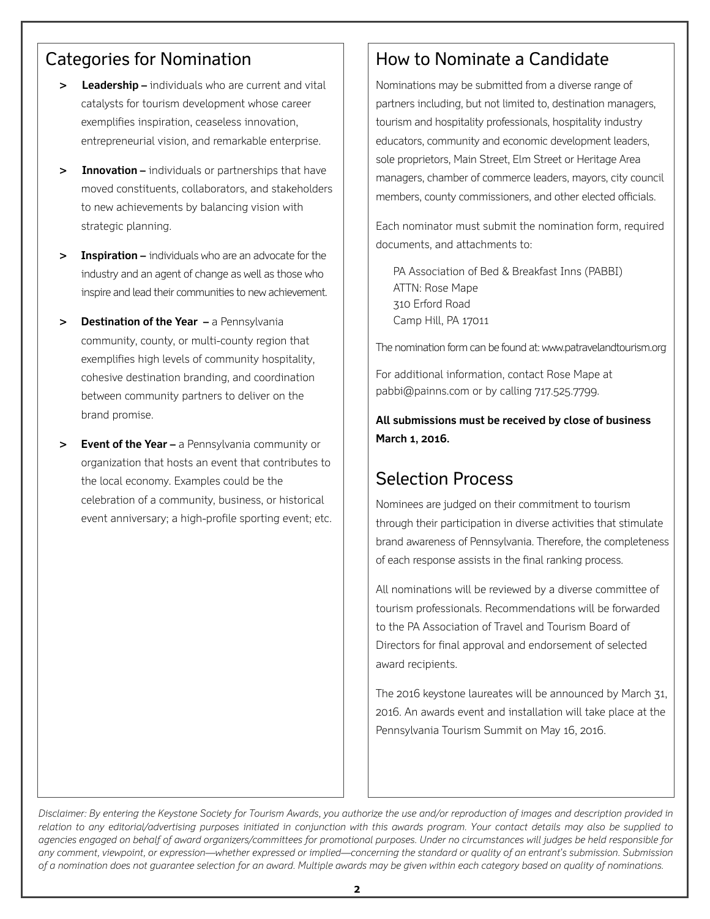## Categories for Nomination

- **Leadership –** individuals who are current and vital catalysts for tourism development whose career exemplifies inspiration, ceaseless innovation, entrepreneurial vision, and remarkable enterprise.
- **Innovation –** individuals or partnerships that have moved constituents, collaborators, and stakeholders to new achievements by balancing vision with strategic planning.
- **Inspiration –** individuals who are an advocate for the industry and an agent of change as well as those who inspire and lead their communities to new achievement.
- **Destination of the Year –** a Pennsylvania community, county, or multi-county region that exemplifies high levels of community hospitality, cohesive destination branding, and coordination between community partners to deliver on the brand promise.
- **Event of the Year –** a Pennsylvania community or organization that hosts an event that contributes to the local economy. Examples could be the celebration of a community, business, or historical event anniversary; a high-profile sporting event; etc.

## How to Nominate a Candidate

Nominations may be submitted from a diverse range of partners including, but not limited to, destination managers, tourism and hospitality professionals, hospitality industry educators, community and economic development leaders, sole proprietors, Main Street, Elm Street or Heritage Area managers, chamber of commerce leaders, mayors, city council members, county commissioners, and other elected officials.

Each nominator must submit the nomination form, required documents, and attachments to:

PA Association of Bed & Breakfast Inns (PABBI)
ATTN: Rose Mape
310 Erford Road
Camp Hill, PA 17011

The nomination form can be found at: www.patravelandtourism.org

For additional information, contact Rose Mape at pabbi@painns.com or by calling 717.525.7799.

**All submissions must be received by close of business March 1, 2016.**

## Selection Process

Nominees are judged on their commitment to tourism through their participation in diverse activities that stimulate brand awareness of Pennsylvania. Therefore, the completeness of each response assists in the final ranking process.

All nominations will be reviewed by a diverse committee of tourism professionals. Recommendations will be forwarded to the PA Association of Travel and Tourism Board of Directors for final approval and endorsement of selected award recipients.

The 2016 keystone laureates will be announced by March 31, 2016. An awards event and installation will take place at the Pennsylvania Tourism Summit on May 16, 2016.

*Disclaimer: By entering the Keystone Society for Tourism Awards, you authorize the use and/or reproduction of images and description provided in relation to any editorial/advertising purposes initiated in conjunction with this awards program. Your contact details may also be supplied to agencies engaged on behalf of award organizers/committees for promotional purposes. Under no circumstances will judges be held responsible for any comment, viewpoint, or expression—whether expressed or implied—concerning the standard or quality of an entrant's submission. Submission of a nomination does not guarantee selection for an award. Multiple awards may be given within each category based on quality of nominations.*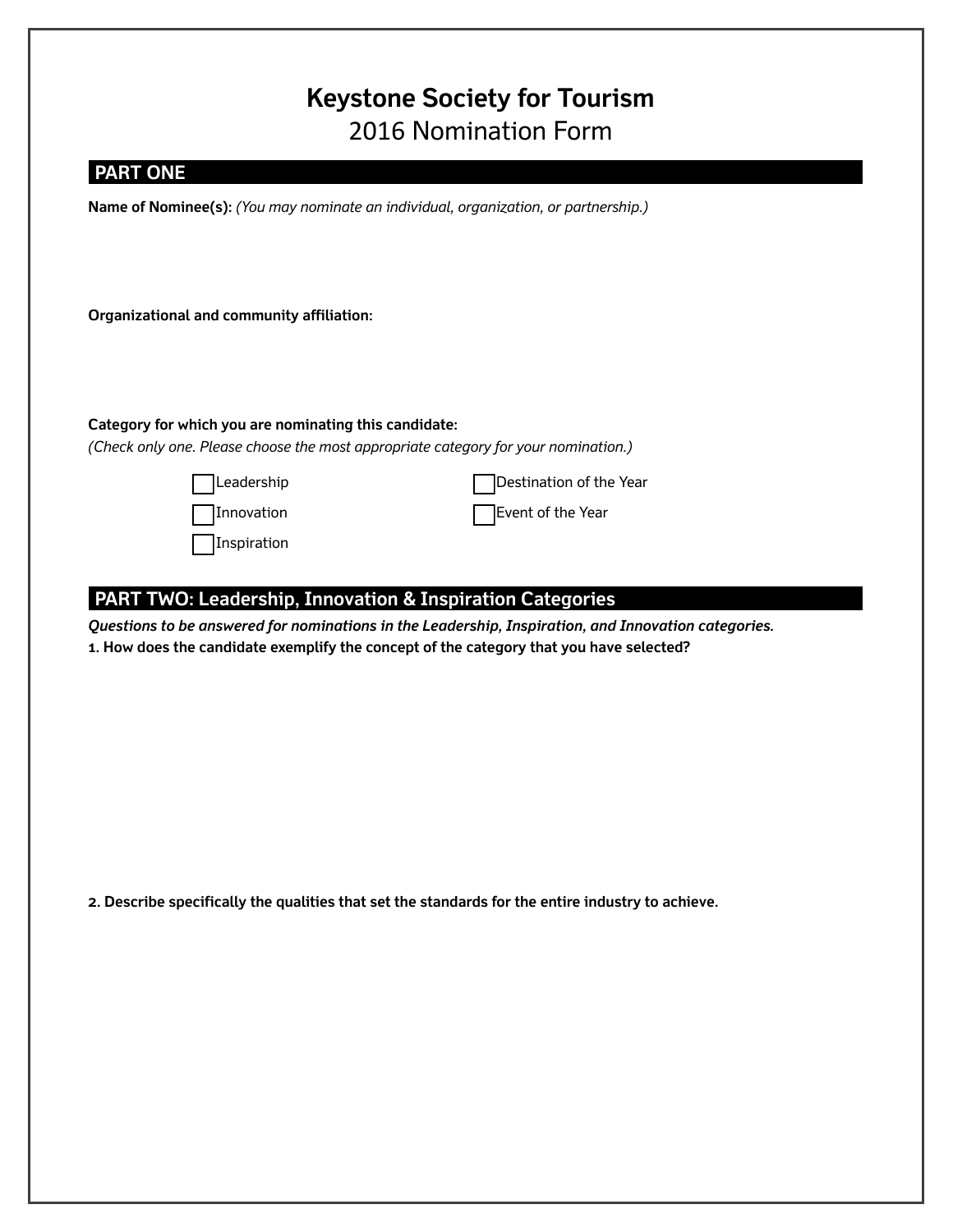# Keystone Society for Tourism
## 2016 Nomination Form

## PART ONE

**Name of Nominee(s):** *(You may nominate an individual, organization, or partnership.)*

**Organizational and community affiliation:**

**Category for which you are nominating this candidate:**
*(Check only one. Please choose the most appropriate category for your nomination.)*

- [ ] Leadership
- [ ] Innovation
- [ ] Inspiration
- [ ] Destination of the Year
- [ ] Event of the Year

## PART TWO: Leadership, Innovation & Inspiration Categories

***Questions to be answered for nominations in the Leadership, Inspiration, and Innovation categories.***

**1. How does the candidate exemplify the concept of the category that you have selected?**

**2. Describe specifically the qualities that set the standards for the entire industry to achieve.**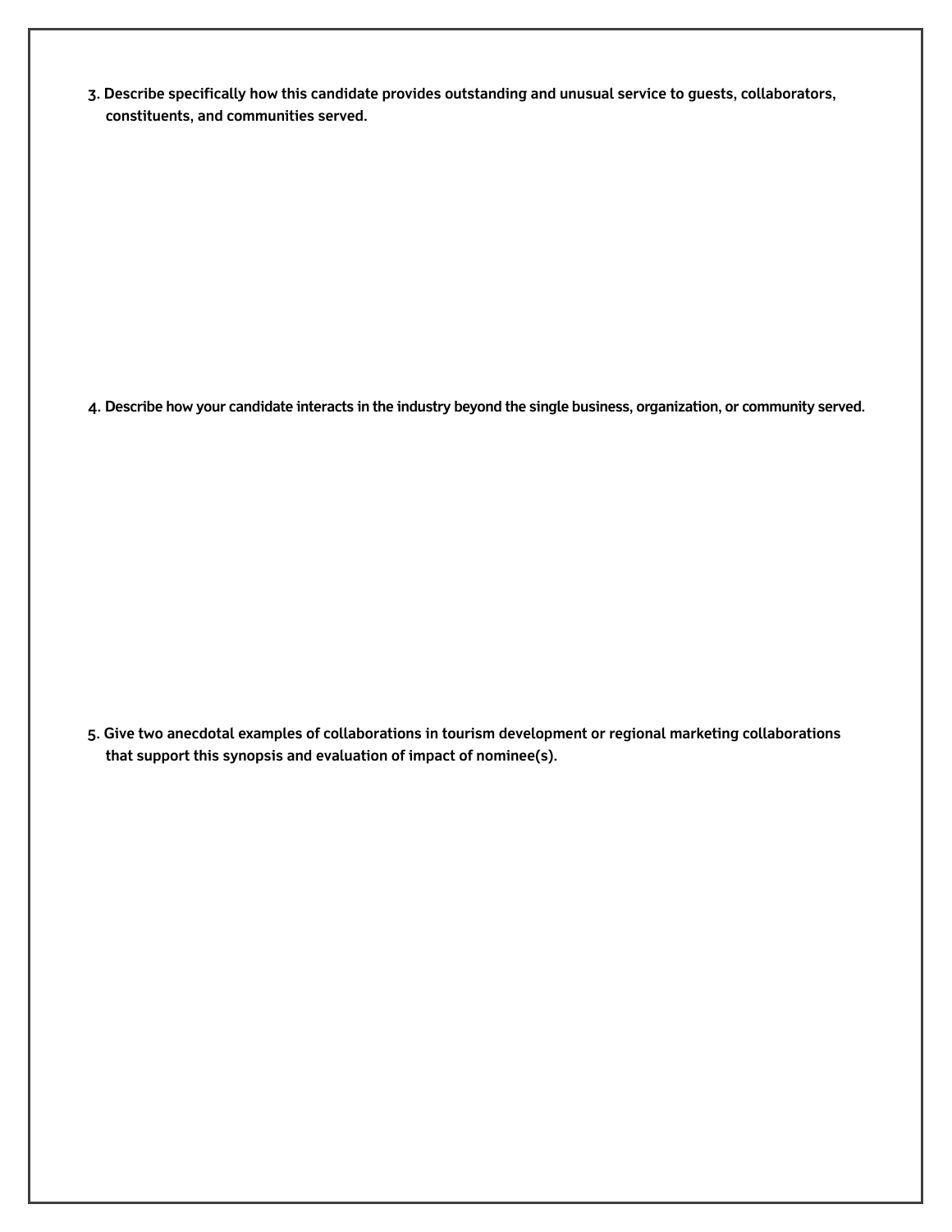3. **Describe specifically how this candidate provides outstanding and unusual service to guests, collaborators, constituents, and communities served.**

4. **Describe how your candidate interacts in the industry beyond the single business, organization, or community served.**

5. **Give two anecdotal examples of collaborations in tourism development or regional marketing collaborations that support this synopsis and evaluation of impact of nominee(s).**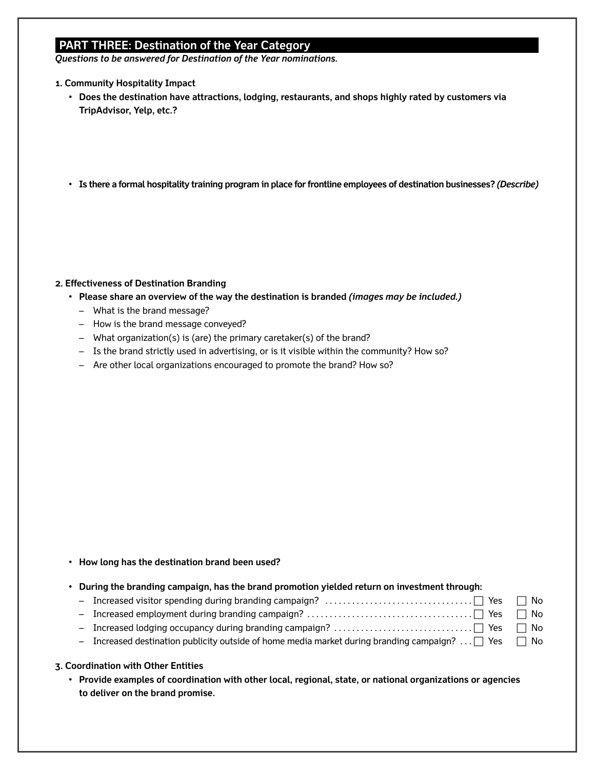## PART THREE: Destination of the Year Category

***Questions to be answered for Destination of the Year nominations.***

**1. Community Hospitality Impact**

- **Does the destination have attractions, lodging, restaurants, and shops highly rated by customers via TripAdvisor, Yelp, etc.?**

- **Is there a formal hospitality training program in place for frontline employees of destination businesses?** ***(Describe)***

**2. Effectiveness of Destination Branding**

- **Please share an overview of the way the destination is branded** ***(images may be included.)***
  - What is the brand message?
  - How is the brand message conveyed?
  - What organization(s) is (are) the primary caretaker(s) of the brand?
  - Is the brand strictly used in advertising, or is it visible within the community? How so?
  - Are other local organizations encouraged to promote the brand? How so?

- **How long has the destination brand been used?**

- **During the branding campaign, has the brand promotion yielded return on investment through:**
  - Increased visitor spending during branding campaign? ☐ Yes ☐ No
  - Increased employment during branding campaign? ☐ Yes ☐ No
  - Increased lodging occupancy during branding campaign? ☐ Yes ☐ No
  - Increased destination publicity outside of home media market during branding campaign? ☐ Yes ☐ No

**3. Coordination with Other Entities**

- **Provide examples of coordination with other local, regional, state, or national organizations or agencies to deliver on the brand promise.**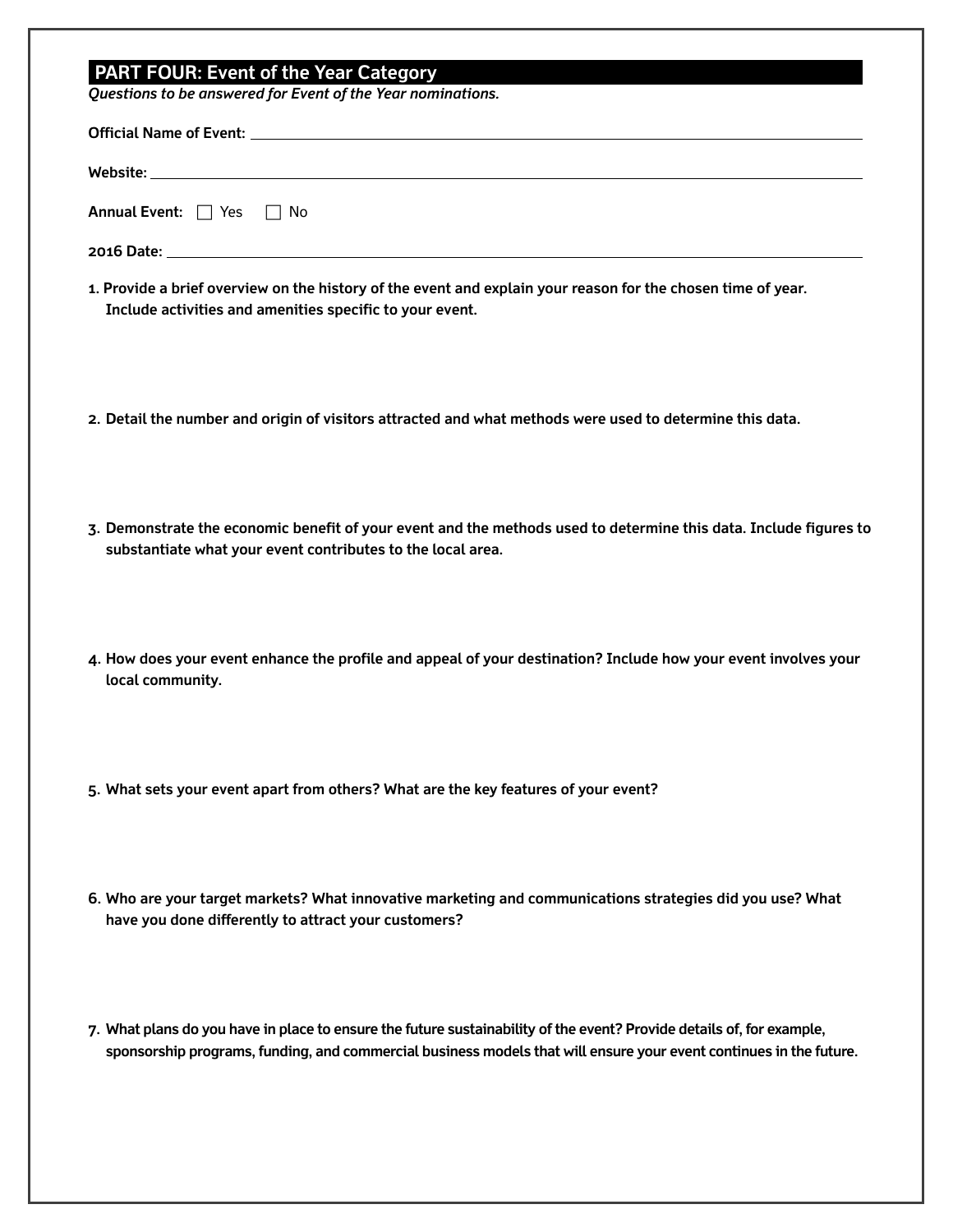## PART FOUR: Event of the Year Category

*Questions to be answered for Event of the Year nominations.*

**Official Name of Event:** ____________________

**Website:** ____________________

**Annual Event:** ☐ Yes ☐ No

**2016 Date:** ____________________

1. **Provide a brief overview on the history of the event and explain your reason for the chosen time of year. Include activities and amenities specific to your event.**

2. **Detail the number and origin of visitors attracted and what methods were used to determine this data.**

3. **Demonstrate the economic benefit of your event and the methods used to determine this data. Include figures to substantiate what your event contributes to the local area.**

4. **How does your event enhance the profile and appeal of your destination? Include how your event involves your local community.**

5. **What sets your event apart from others? What are the key features of your event?**

6. **Who are your target markets? What innovative marketing and communications strategies did you use? What have you done differently to attract your customers?**

7. **What plans do you have in place to ensure the future sustainability of the event? Provide details of, for example, sponsorship programs, funding, and commercial business models that will ensure your event continues in the future.**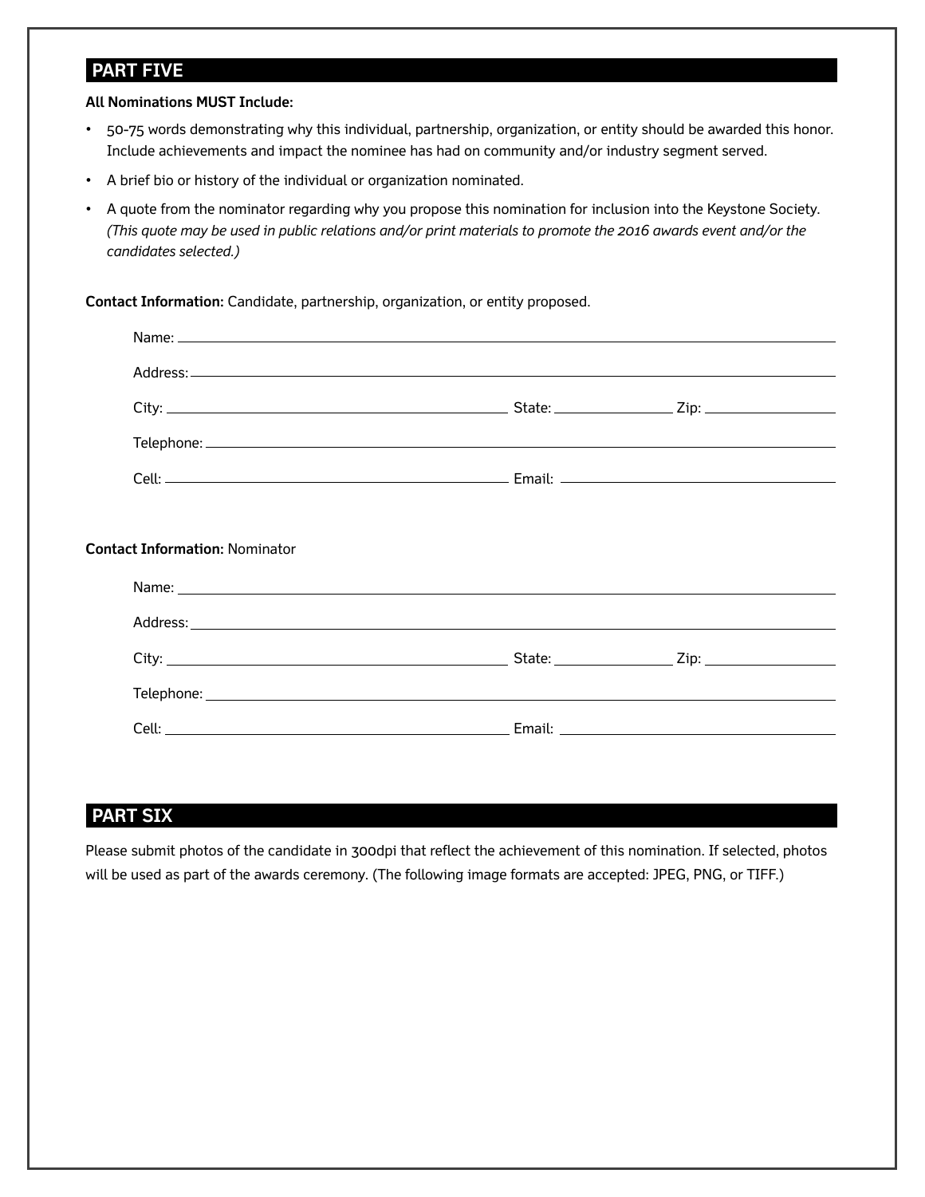## PART FIVE

**All Nominations MUST Include:**

- 50-75 words demonstrating why this individual, partnership, organization, or entity should be awarded this honor. Include achievements and impact the nominee has had on community and/or industry segment served.
- A brief bio or history of the individual or organization nominated.
- A quote from the nominator regarding why you propose this nomination for inclusion into the Keystone Society. *(This quote may be used in public relations and/or print materials to promote the 2016 awards event and/or the candidates selected.)*

**Contact Information:** Candidate, partnership, organization, or entity proposed.

Name: ______________________________

Address: ______________________________

City: ______________________________ State: ____________ Zip: ____________

Telephone: ______________________________

Cell: ______________________________ Email: ______________________________

**Contact Information:** Nominator

Name: ______________________________

Address: ______________________________

City: ______________________________ State: ____________ Zip: ____________

Telephone: ______________________________

Cell: ______________________________ Email: ______________________________

## PART SIX

Please submit photos of the candidate in 300dpi that reflect the achievement of this nomination. If selected, photos will be used as part of the awards ceremony. (The following image formats are accepted: JPEG, PNG, or TIFF.)